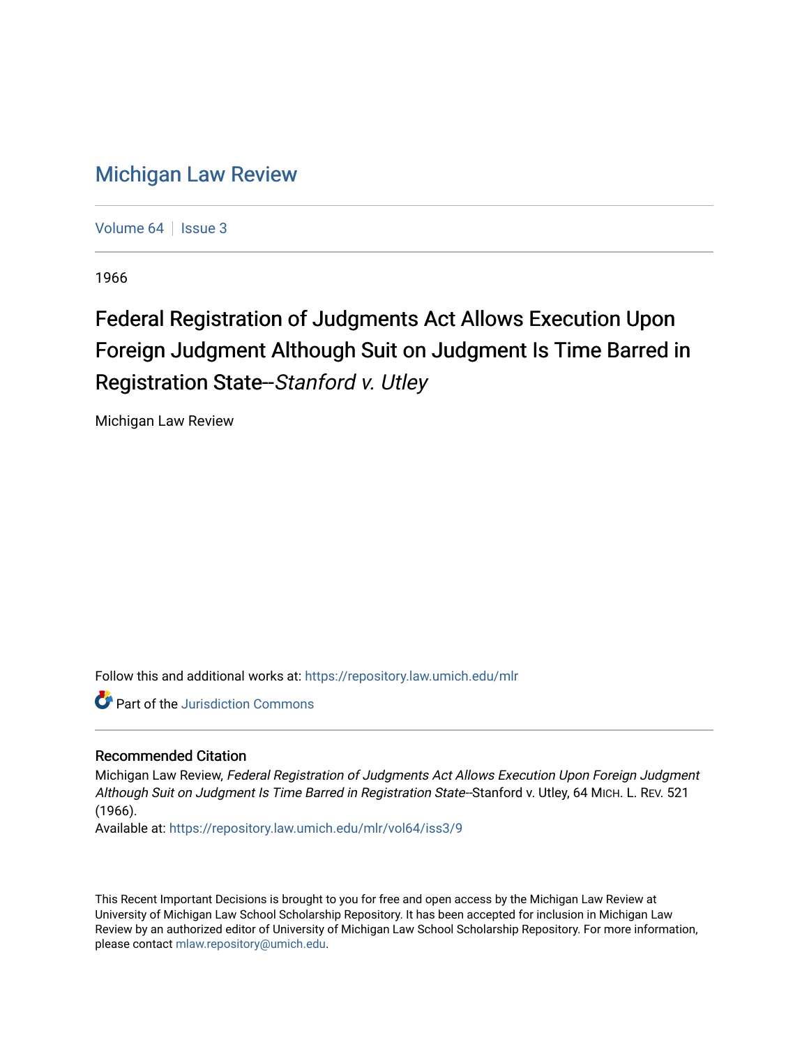# Michigan Law Review

Volume 64 | Issue 3

1966

## Federal Registration of Judgments Act Allows Execution Upon Foreign Judgment Although Suit on Judgment Is Time Barred in Registration State--*Stanford v. Utley*

Michigan Law Review

Follow this and additional works at: https://repository.law.umich.edu/mlr

Part of the Jurisdiction Commons

### Recommended Citation

Michigan Law Review, *Federal Registration of Judgments Act Allows Execution Upon Foreign Judgment Although Suit on Judgment Is Time Barred in Registration State*--Stanford v. Utley, 64 MICH. L. REV. 521 (1966).

Available at: https://repository.law.umich.edu/mlr/vol64/iss3/9

This Recent Important Decisions is brought to you for free and open access by the Michigan Law Review at University of Michigan Law School Scholarship Repository. It has been accepted for inclusion in Michigan Law Review by an authorized editor of University of Michigan Law School Scholarship Repository. For more information, please contact mlaw.repository@umich.edu.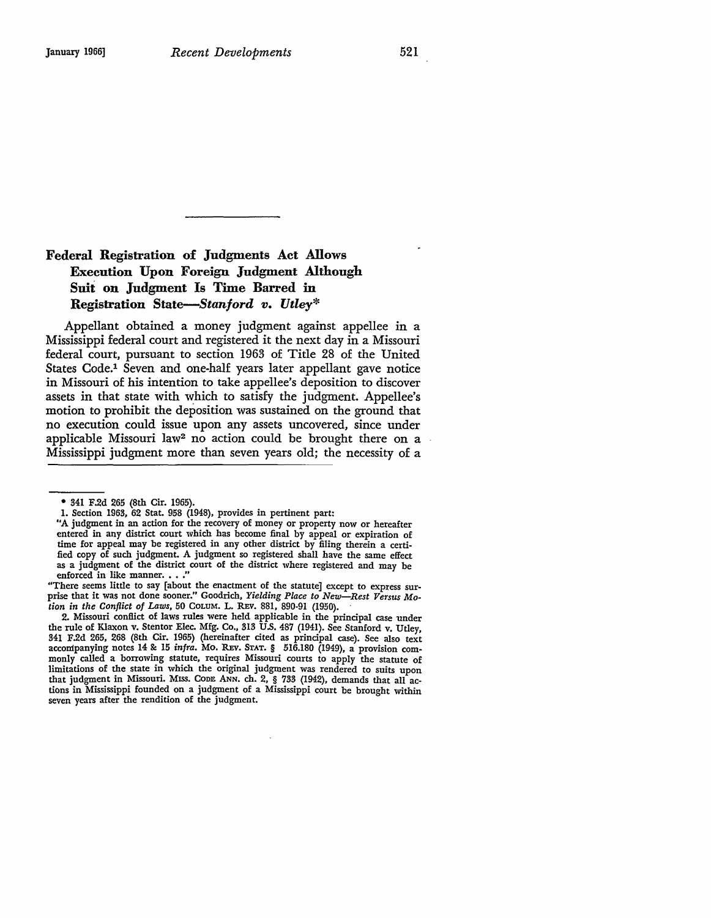## Federal Registration of Judgments Act Allows Execution Upon Foreign Judgment Although Suit on Judgment Is Time Barred in Registration State—*Stanford v. Utley**

Appellant obtained a money judgment against appellee in a Mississippi federal court and registered it the next day in a Missouri federal court, pursuant to section 1963 of Title 28 of the United States Code.[1] Seven and one-half years later appellant gave notice in Missouri of his intention to take appellee's deposition to discover assets in that state with which to satisfy the judgment. Appellee's motion to prohibit the deposition was sustained on the ground that no execution could issue upon any assets uncovered, since under applicable Missouri law[2] no action could be brought there on a Mississippi judgment more than seven years old; the necessity of a

---

\* 341 F.2d 265 (8th Cir. 1965).

1. Section 1963, 62 Stat. 958 (1948), provides in pertinent part:

"A judgment in an action for the recovery of money or property now or hereafter entered in any district court which has become final by appeal or expiration of time for appeal may be registered in any other district by filing therein a certified copy of such judgment. A judgment so registered shall have the same effect as a judgment of the district court of the district where registered and may be enforced in like manner. . . ."

"There seems little to say [about the enactment of the statute] except to express surprise that it was not done sooner." Goodrich, *Yielding Place to New—Rest Versus Motion in the Conflict of Laws*, 50 COLUM. L. REV. 881, 890-91 (1950).

2. Missouri conflict of laws rules were held applicable in the principal case under the rule of Klaxon v. Stentor Elec. Mfg. Co., 313 U.S. 487 (1941). See Stanford v. Utley, 341 F.2d 265, 268 (8th Cir. 1965) (hereinafter cited as principal case). See also text accompanying notes 14 & 15 *infra*. MO. REV. STAT. § 516.180 (1949), a provision commonly called a borrowing statute, requires Missouri courts to apply the statute of limitations of the state in which the original judgment was rendered to suits upon that judgment in Missouri. MISS. CODE ANN. ch. 2, § 733 (1942), demands that all actions in Mississippi founded on a judgment of a Mississippi court be brought within seven years after the rendition of the judgment.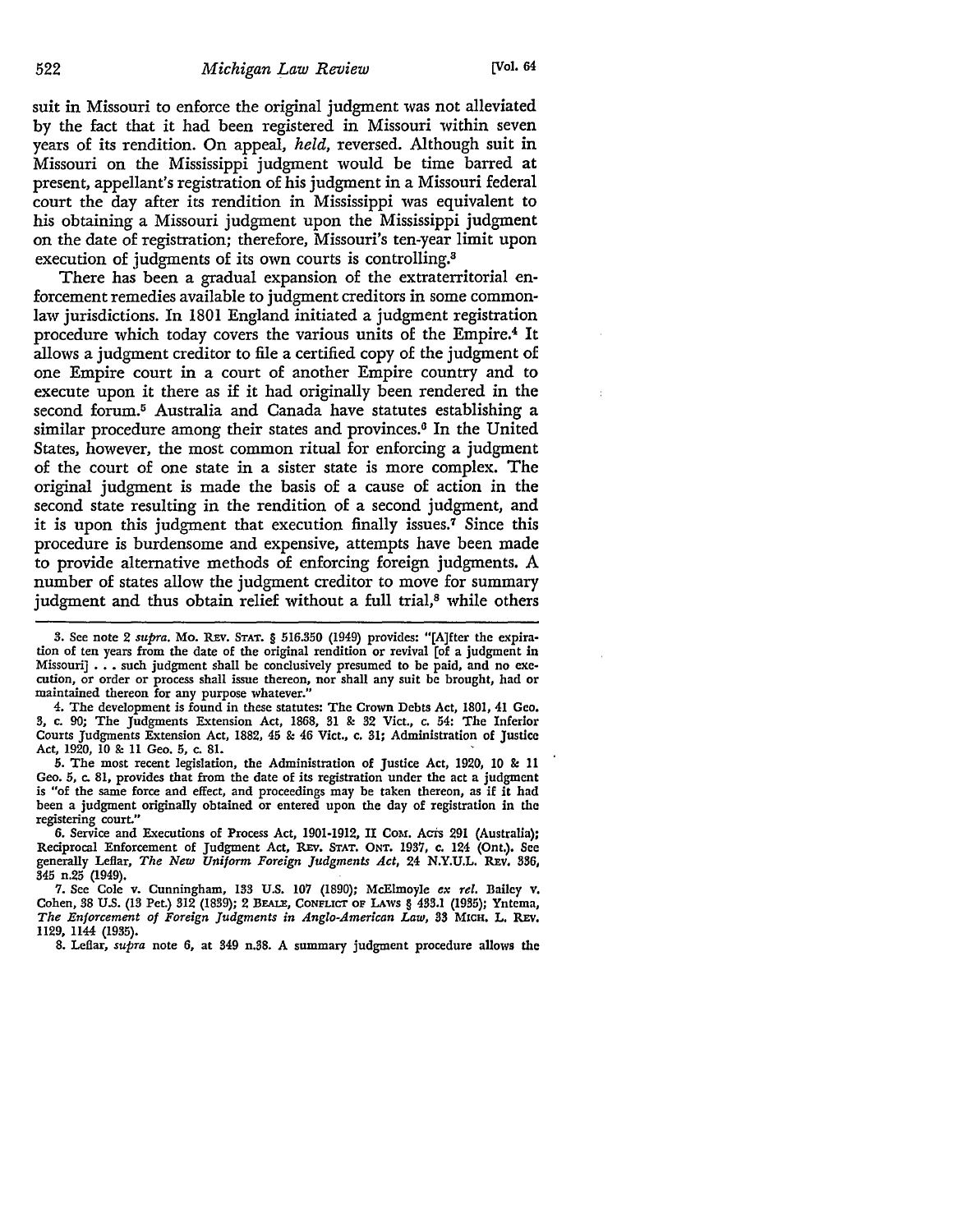suit in Missouri to enforce the original judgment was not alleviated by the fact that it had been registered in Missouri within seven years of its rendition. On appeal, *held*, reversed. Although suit in Missouri on the Mississippi judgment would be time barred at present, appellant's registration of his judgment in a Missouri federal court the day after its rendition in Mississippi was equivalent to his obtaining a Missouri judgment upon the Mississippi judgment on the date of registration; therefore, Missouri's ten-year limit upon execution of judgments of its own courts is controlling.[3]

There has been a gradual expansion of the extraterritorial enforcement remedies available to judgment creditors in some common-law jurisdictions. In 1801 England initiated a judgment registration procedure which today covers the various units of the Empire.[4] It allows a judgment creditor to file a certified copy of the judgment of one Empire court in a court of another Empire country and to execute upon it there as if it had originally been rendered in the second forum.[5] Australia and Canada have statutes establishing a similar procedure among their states and provinces.[6] In the United States, however, the most common ritual for enforcing a judgment of the court of one state in a sister state is more complex. The original judgment is made the basis of a cause of action in the second state resulting in the rendition of a second judgment, and it is upon this judgment that execution finally issues.[7] Since this procedure is burdensome and expensive, attempts have been made to provide alternative methods of enforcing foreign judgments. A number of states allow the judgment creditor to move for summary judgment and thus obtain relief without a full trial,[8] while others

---

3. See note 2 *supra*. Mo. REV. STAT. § 516.350 (1949) provides: "[A]fter the expiration of ten years from the date of the original rendition or revival [of a judgment in Missouri] . . . such judgment shall be conclusively presumed to be paid, and no execution, or order or process shall issue thereon, nor shall any suit be brought, had or maintained thereon for any purpose whatever."

4. The development is found in these statutes: The Crown Debts Act, 1801, 41 Geo. 3, c. 90; The Judgments Extension Act, 1868, 31 & 32 Vict., c. 54: The Inferior Courts Judgments Extension Act, 1882, 45 & 46 Vict., c. 31; Administration of Justice Act, 1920, 10 & 11 Geo. 5, c. 81.

5. The most recent legislation, the Administration of Justice Act, 1920, 10 & 11 Geo. 5, c. 81, provides that from the date of its registration under the act a judgment is "of the same force and effect, and proceedings may be taken thereon, as if it had been a judgment originally obtained or entered upon the day of registration in the registering court."

6. Service and Executions of Process Act, 1901-1912, II COM. ACTS 291 (Australia); Reciprocal Enforcement of Judgment Act, REV. STAT. ONT. 1937, c. 124 (Ont.). See generally Leflar, *The New Uniform Foreign Judgments Act*, 24 N.Y.U.L. REV. 336, 345 n.25 (1949).

7. See Cole v. Cunningham, 133 U.S. 107 (1890); McElmoyle *ex rel.* Bailey v. Cohen, 38 U.S. (13 Pet.) 312 (1839); 2 BEALE, CONFLICT OF LAWS § 433.1 (1935); Yntema, *The Enforcement of Foreign Judgments in Anglo-American Law*, 33 MICH. L. REV. 1129, 1144 (1935).

8. Leflar, *supra* note 6, at 349 n.38. A summary judgment procedure allows the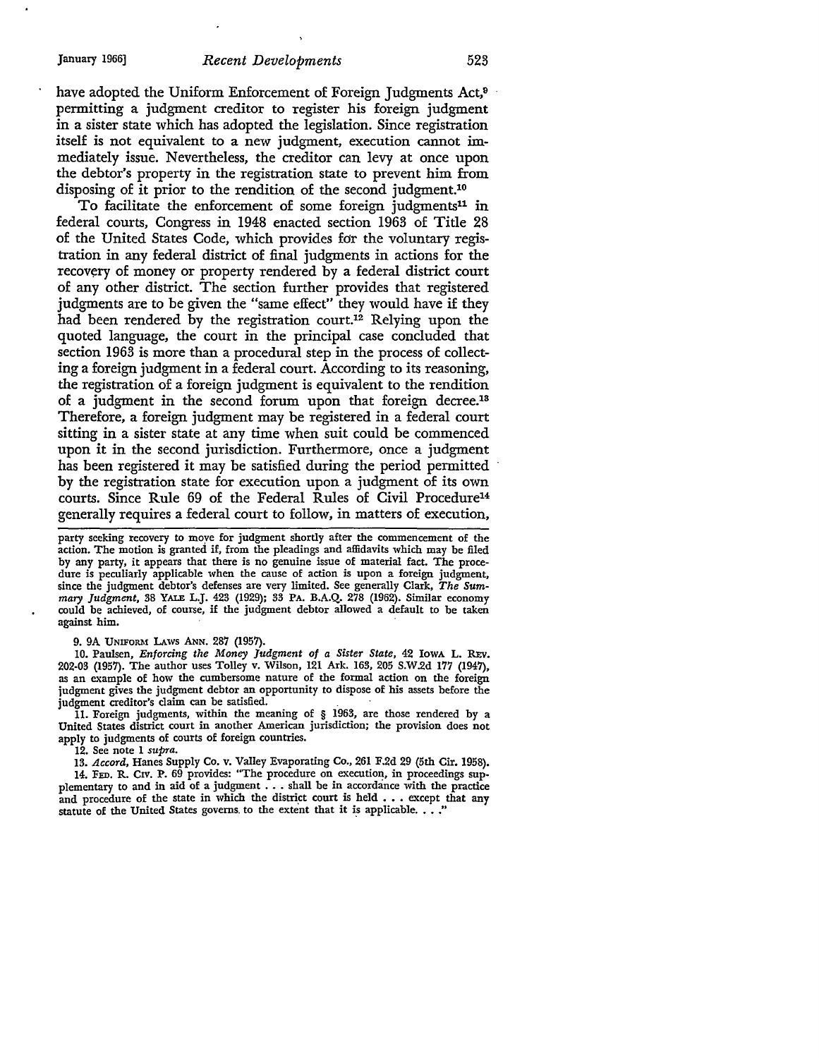have adopted the Uniform Enforcement of Foreign Judgments Act,[9] permitting a judgment creditor to register his foreign judgment in a sister state which has adopted the legislation. Since registration itself is not equivalent to a new judgment, execution cannot immediately issue. Nevertheless, the creditor can levy at once upon the debtor's property in the registration state to prevent him from disposing of it prior to the rendition of the second judgment.[10]

To facilitate the enforcement of some foreign judgments[11] in federal courts, Congress in 1948 enacted section 1963 of Title 28 of the United States Code, which provides for the voluntary registration in any federal district of final judgments in actions for the recovery of money or property rendered by a federal district court of any other district. The section further provides that registered judgments are to be given the "same effect" they would have if they had been rendered by the registration court.[12] Relying upon the quoted language, the court in the principal case concluded that section 1963 is more than a procedural step in the process of collecting a foreign judgment in a federal court. According to its reasoning, the registration of a foreign judgment is equivalent to the rendition of a judgment in the second forum upon that foreign decree.[13] Therefore, a foreign judgment may be registered in a federal court sitting in a sister state at any time when suit could be commenced upon it in the second jurisdiction. Furthermore, once a judgment has been registered it may be satisfied during the period permitted by the registration state for execution upon a judgment of its own courts. Since Rule 69 of the Federal Rules of Civil Procedure[14] generally requires a federal court to follow, in matters of execution,

---

party seeking recovery to move for judgment shortly after the commencement of the action. The motion is granted if, from the pleadings and affidavits which may be filed by any party, it appears that there is no genuine issue of material fact. The procedure is peculiarly applicable when the cause of action is upon a foreign judgment, since the judgment debtor's defenses are very limited. See generally Clark, *The Summary Judgment*, 38 YALE L.J. 423 (1929); 33 PA. B.A.Q. 278 (1962). Similar economy could be achieved, of course, if the judgment debtor allowed a default to be taken against him.

9. 9A UNIFORM LAWS ANN. 287 (1957).

10. Paulsen, *Enforcing the Money Judgment of a Sister State*, 42 IOWA L. REV. 202-03 (1957). The author uses Tolley v. Wilson, 121 Ark. 163, 205 S.W.2d 177 (1947), as an example of how the cumbersome nature of the formal action on the foreign judgment gives the judgment debtor an opportunity to dispose of his assets before the judgment creditor's claim can be satisfied.

11. Foreign judgments, within the meaning of § 1963, are those rendered by a United States district court in another American jurisdiction; the provision does not apply to judgments of courts of foreign countries.

12. See note 1 *supra*.

13. *Accord*, Hanes Supply Co. v. Valley Evaporating Co., 261 F.2d 29 (5th Cir. 1958).

14. FED. R. CIV. P. 69 provides: "The procedure on execution, in proceedings supplementary to and in aid of a judgment . . . shall be in accordance with the practice and procedure of the state in which the district court is held . . . except that any statute of the United States governs to the extent that it is applicable. . . ."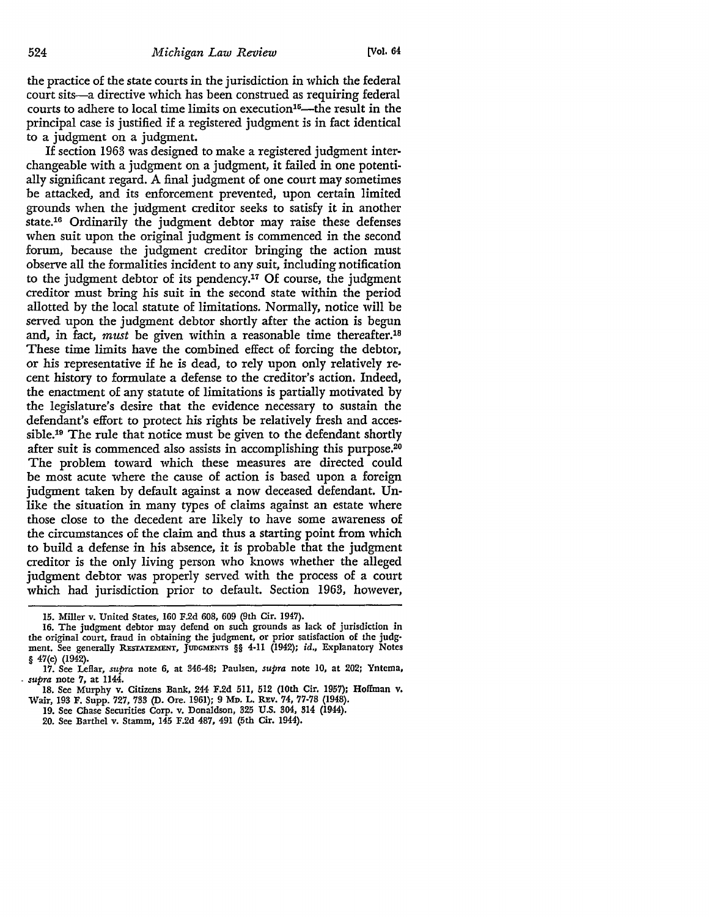the practice of the state courts in the jurisdiction in which the federal court sits—a directive which has been construed as requiring federal courts to adhere to local time limits on execution[15]—the result in the principal case is justified if a registered judgment is in fact identical to a judgment on a judgment.

If section 1963 was designed to make a registered judgment interchangeable with a judgment on a judgment, it failed in one potentially significant regard. A final judgment of one court may sometimes be attacked, and its enforcement prevented, upon certain limited grounds when the judgment creditor seeks to satisfy it in another state.[16] Ordinarily the judgment debtor may raise these defenses when suit upon the original judgment is commenced in the second forum, because the judgment creditor bringing the action must observe all the formalities incident to any suit, including notification to the judgment debtor of its pendency.[17] Of course, the judgment creditor must bring his suit in the second state within the period allotted by the local statute of limitations. Normally, notice will be served upon the judgment debtor shortly after the action is begun and, in fact, *must* be given within a reasonable time thereafter.[18] These time limits have the combined effect of forcing the debtor, or his representative if he is dead, to rely upon only relatively recent history to formulate a defense to the creditor's action. Indeed, the enactment of any statute of limitations is partially motivated by the legislature's desire that the evidence necessary to sustain the defendant's effort to protect his rights be relatively fresh and accessible.[19] The rule that notice must be given to the defendant shortly after suit is commenced also assists in accomplishing this purpose.[20] The problem toward which these measures are directed could be most acute where the cause of action is based upon a foreign judgment taken by default against a now deceased defendant. Unlike the situation in many types of claims against an estate where those close to the decedent are likely to have some awareness of the circumstances of the claim and thus a starting point from which to build a defense in his absence, it is probable that the judgment creditor is the only living person who knows whether the alleged judgment debtor was properly served with the process of a court which had jurisdiction prior to default. Section 1963, however,

---

15. Miller v. United States, 160 F.2d 608, 609 (9th Cir. 1947).

16. The judgment debtor may defend on such grounds as lack of jurisdiction in the original court, fraud in obtaining the judgment, or prior satisfaction of the judgment. See generally RESTATEMENT, JUDGMENTS §§ 4-11 (1942); *id.*, Explanatory Notes § 47(e) (1942).

17. See Leflar, *supra* note 6, at 346-48; Paulsen, *supra* note 10, at 202; Yntema, *supra* note 7, at 1144.

18. See Murphy v. Citizens Bank, 244 F.2d 511, 512 (10th Cir. 1957); Hoffman v. Wair, 193 F. Supp. 727, 733 (D. Ore. 1961); 9 MD. L. REV. 74, 77-78 (1948).

19. See Chase Securities Corp. v. Donaldson, 325 U.S. 304, 314 (1944).

20. See Barthel v. Stamm, 145 F.2d 487, 491 (5th Cir. 1944).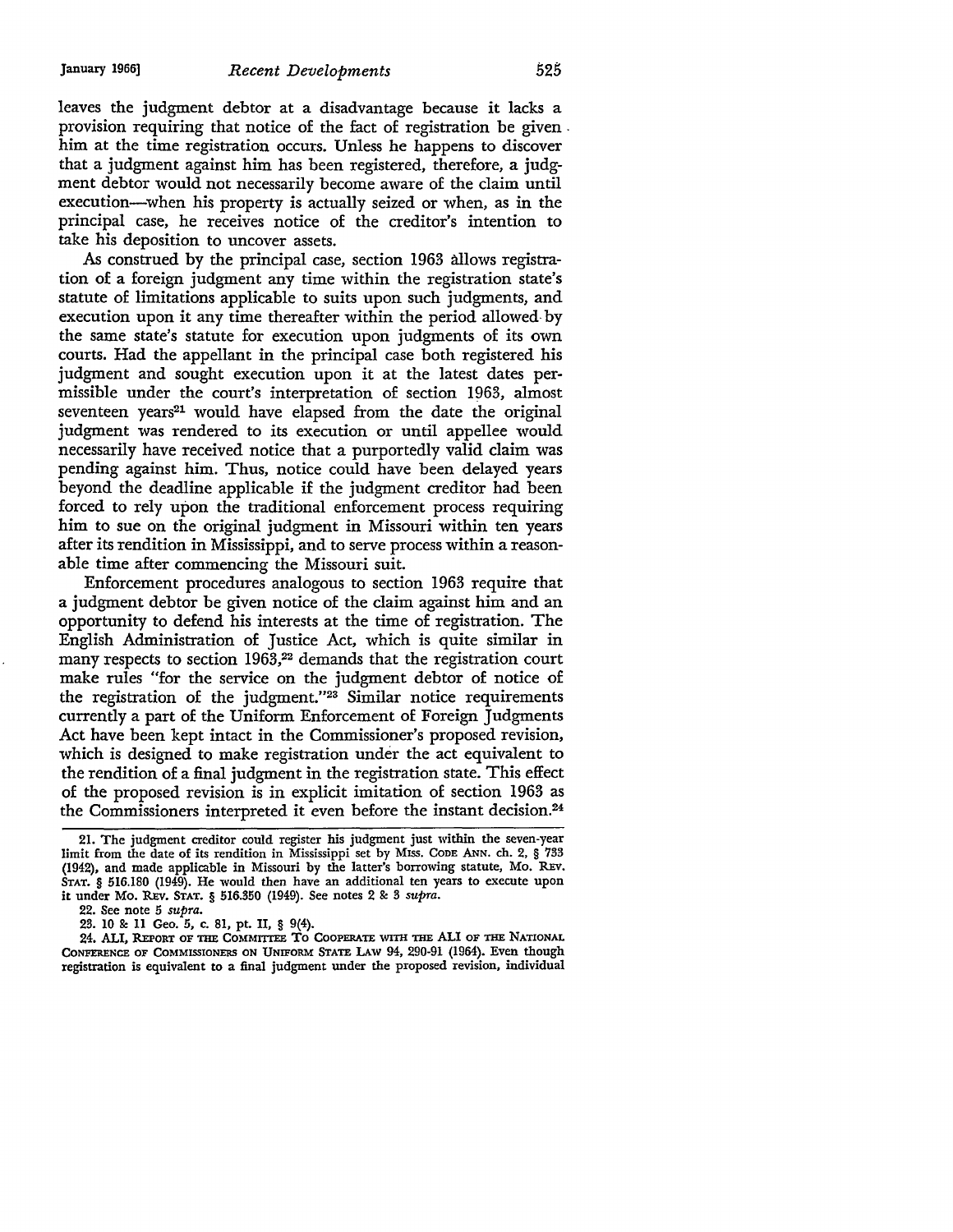leaves the judgment debtor at a disadvantage because it lacks a provision requiring that notice of the fact of registration be given him at the time registration occurs. Unless he happens to discover that a judgment against him has been registered, therefore, a judgment debtor would not necessarily become aware of the claim until execution—when his property is actually seized or when, as in the principal case, he receives notice of the creditor's intention to take his deposition to uncover assets.

As construed by the principal case, section 1963 allows registration of a foreign judgment any time within the registration state's statute of limitations applicable to suits upon such judgments, and execution upon it any time thereafter within the period allowed by the same state's statute for execution upon judgments of its own courts. Had the appellant in the principal case both registered his judgment and sought execution upon it at the latest dates permissible under the court's interpretation of section 1963, almost seventeen years[21] would have elapsed from the date the original judgment was rendered to its execution or until appellee would necessarily have received notice that a purportedly valid claim was pending against him. Thus, notice could have been delayed years beyond the deadline applicable if the judgment creditor had been forced to rely upon the traditional enforcement process requiring him to sue on the original judgment in Missouri within ten years after its rendition in Mississippi, and to serve process within a reasonable time after commencing the Missouri suit.

Enforcement procedures analogous to section 1963 require that a judgment debtor be given notice of the claim against him and an opportunity to defend his interests at the time of registration. The English Administration of Justice Act, which is quite similar in many respects to section 1963,[22] demands that the registration court make rules "for the service on the judgment debtor of notice of the registration of the judgment."[23] Similar notice requirements currently a part of the Uniform Enforcement of Foreign Judgments Act have been kept intact in the Commissioner's proposed revision, which is designed to make registration under the act equivalent to the rendition of a final judgment in the registration state. This effect of the proposed revision is in explicit imitation of section 1963 as the Commissioners interpreted it even before the instant decision.[24]

---

21. The judgment creditor could register his judgment just within the seven-year limit from the date of its rendition in Mississippi set by MISS. CODE ANN. ch. 2, § 733 (1942), and made applicable in Missouri by the latter's borrowing statute, MO. REV. STAT. § 516.180 (1949). He would then have an additional ten years to execute upon it under MO. REV. STAT. § 516.350 (1949). See notes 2 & 3 *supra*.

22. See note 5 *supra*.

23. 10 & 11 Geo. 5, c. 81, pt. II, § 9(4).

24. ALI, REPORT OF THE COMMITTEE TO COOPERATE WITH THE ALI OF THE NATIONAL CONFERENCE OF COMMISSIONERS ON UNIFORM STATE LAW 94, 290-91 (1964). Even though registration is equivalent to a final judgment under the proposed revision, individual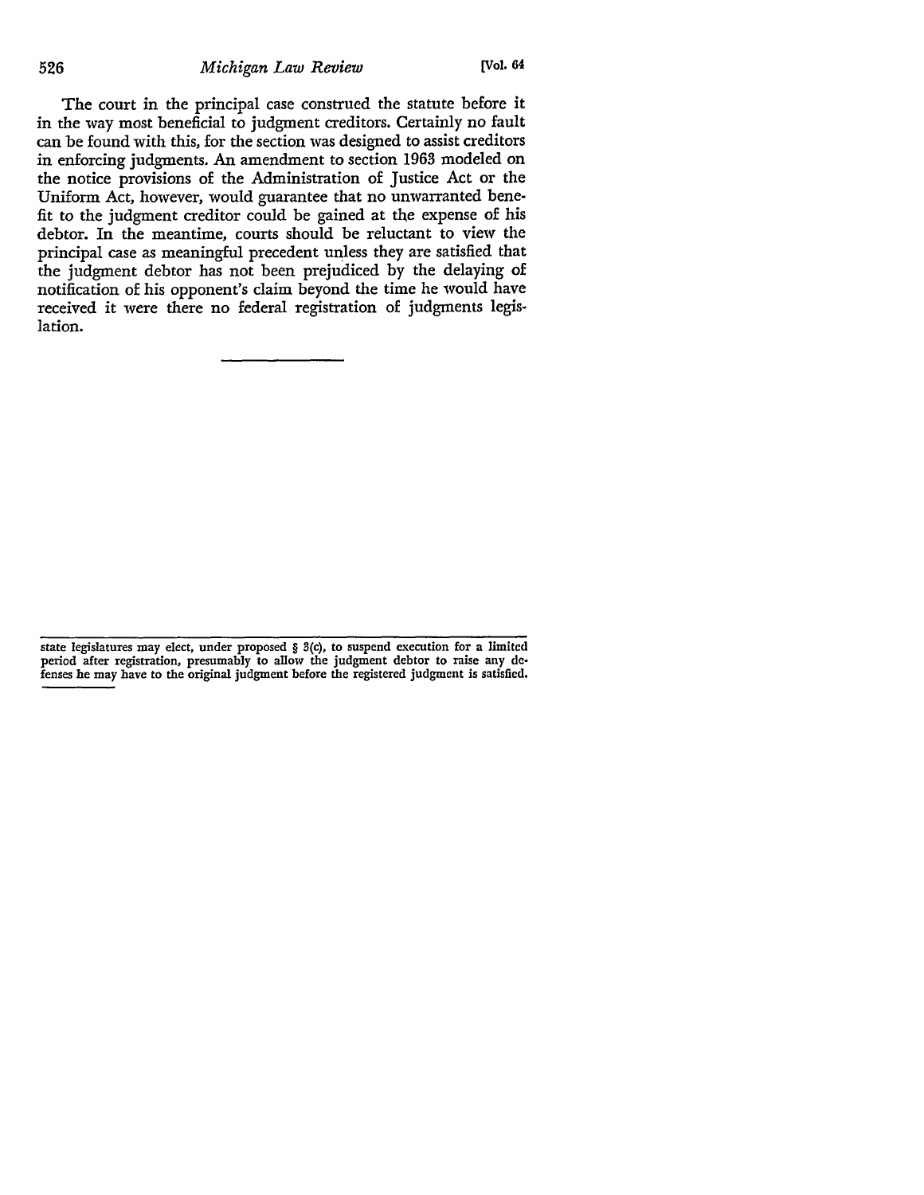The court in the principal case construed the statute before it in the way most beneficial to judgment creditors. Certainly no fault can be found with this, for the section was designed to assist creditors in enforcing judgments. An amendment to section 1963 modeled on the notice provisions of the Administration of Justice Act or the Uniform Act, however, would guarantee that no unwarranted benefit to the judgment creditor could be gained at the expense of his debtor. In the meantime, courts should be reluctant to view the principal case as meaningful precedent unless they are satisfied that the judgment debtor has not been prejudiced by the delaying of notification of his opponent's claim beyond the time he would have received it were there no federal registration of judgments legislation.

---

state legislatures may elect, under proposed § 3(c), to suspend execution for a limited period after registration, presumably to allow the judgment debtor to raise any defenses he may have to the original judgment before the registered judgment is satisfied.